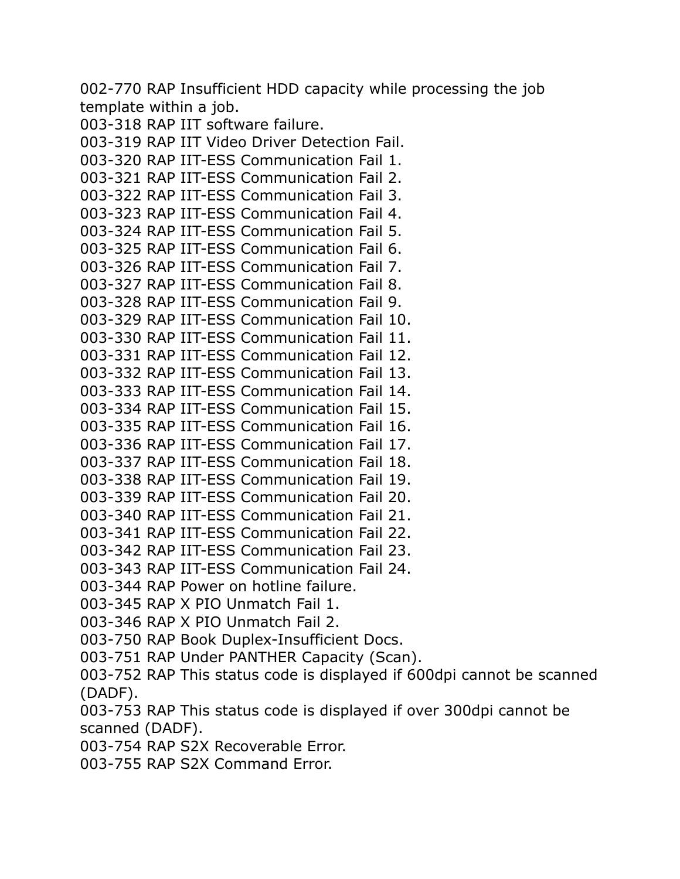002-770 RAP Insufficient HDD capacity while processing the job template within a job.
003-318 RAP IIT software failure.
003-319 RAP IIT Video Driver Detection Fail.
003-320 RAP IIT-ESS Communication Fail 1.
003-321 RAP IIT-ESS Communication Fail 2.
003-322 RAP IIT-ESS Communication Fail 3.
003-323 RAP IIT-ESS Communication Fail 4.
003-324 RAP IIT-ESS Communication Fail 5.
003-325 RAP IIT-ESS Communication Fail 6.
003-326 RAP IIT-ESS Communication Fail 7.
003-327 RAP IIT-ESS Communication Fail 8.
003-328 RAP IIT-ESS Communication Fail 9.
003-329 RAP IIT-ESS Communication Fail 10.
003-330 RAP IIT-ESS Communication Fail 11.
003-331 RAP IIT-ESS Communication Fail 12.
003-332 RAP IIT-ESS Communication Fail 13.
003-333 RAP IIT-ESS Communication Fail 14.
003-334 RAP IIT-ESS Communication Fail 15.
003-335 RAP IIT-ESS Communication Fail 16.
003-336 RAP IIT-ESS Communication Fail 17.
003-337 RAP IIT-ESS Communication Fail 18.
003-338 RAP IIT-ESS Communication Fail 19.
003-339 RAP IIT-ESS Communication Fail 20.
003-340 RAP IIT-ESS Communication Fail 21.
003-341 RAP IIT-ESS Communication Fail 22.
003-342 RAP IIT-ESS Communication Fail 23.
003-343 RAP IIT-ESS Communication Fail 24.
003-344 RAP Power on hotline failure.
003-345 RAP X PIO Unmatch Fail 1.
003-346 RAP X PIO Unmatch Fail 2.
003-750 RAP Book Duplex-Insufficient Docs.
003-751 RAP Under PANTHER Capacity (Scan).
003-752 RAP This status code is displayed if 600dpi cannot be scanned (DADF).
003-753 RAP This status code is displayed if over 300dpi cannot be scanned (DADF).
003-754 RAP S2X Recoverable Error.
003-755 RAP S2X Command Error.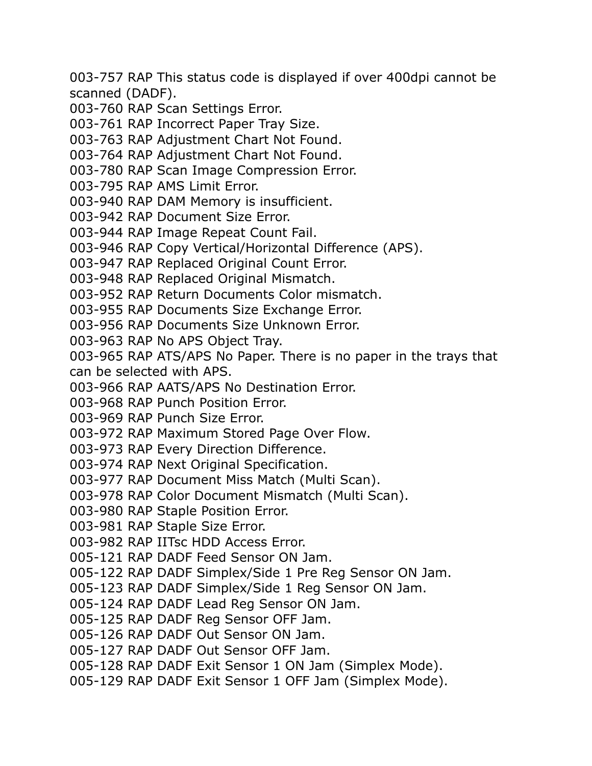003-757 RAP This status code is displayed if over 400dpi cannot be scanned (DADF).
003-760 RAP Scan Settings Error.
003-761 RAP Incorrect Paper Tray Size.
003-763 RAP Adjustment Chart Not Found.
003-764 RAP Adjustment Chart Not Found.
003-780 RAP Scan Image Compression Error.
003-795 RAP AMS Limit Error.
003-940 RAP DAM Memory is insufficient.
003-942 RAP Document Size Error.
003-944 RAP Image Repeat Count Fail.
003-946 RAP Copy Vertical/Horizontal Difference (APS).
003-947 RAP Replaced Original Count Error.
003-948 RAP Replaced Original Mismatch.
003-952 RAP Return Documents Color mismatch.
003-955 RAP Documents Size Exchange Error.
003-956 RAP Documents Size Unknown Error.
003-963 RAP No APS Object Tray.
003-965 RAP ATS/APS No Paper. There is no paper in the trays that can be selected with APS.
003-966 RAP AATS/APS No Destination Error.
003-968 RAP Punch Position Error.
003-969 RAP Punch Size Error.
003-972 RAP Maximum Stored Page Over Flow.
003-973 RAP Every Direction Difference.
003-974 RAP Next Original Specification.
003-977 RAP Document Miss Match (Multi Scan).
003-978 RAP Color Document Mismatch (Multi Scan).
003-980 RAP Staple Position Error.
003-981 RAP Staple Size Error.
003-982 RAP IITsc HDD Access Error.
005-121 RAP DADF Feed Sensor ON Jam.
005-122 RAP DADF Simplex/Side 1 Pre Reg Sensor ON Jam.
005-123 RAP DADF Simplex/Side 1 Reg Sensor ON Jam.
005-124 RAP DADF Lead Reg Sensor ON Jam.
005-125 RAP DADF Reg Sensor OFF Jam.
005-126 RAP DADF Out Sensor ON Jam.
005-127 RAP DADF Out Sensor OFF Jam.
005-128 RAP DADF Exit Sensor 1 ON Jam (Simplex Mode).
005-129 RAP DADF Exit Sensor 1 OFF Jam (Simplex Mode).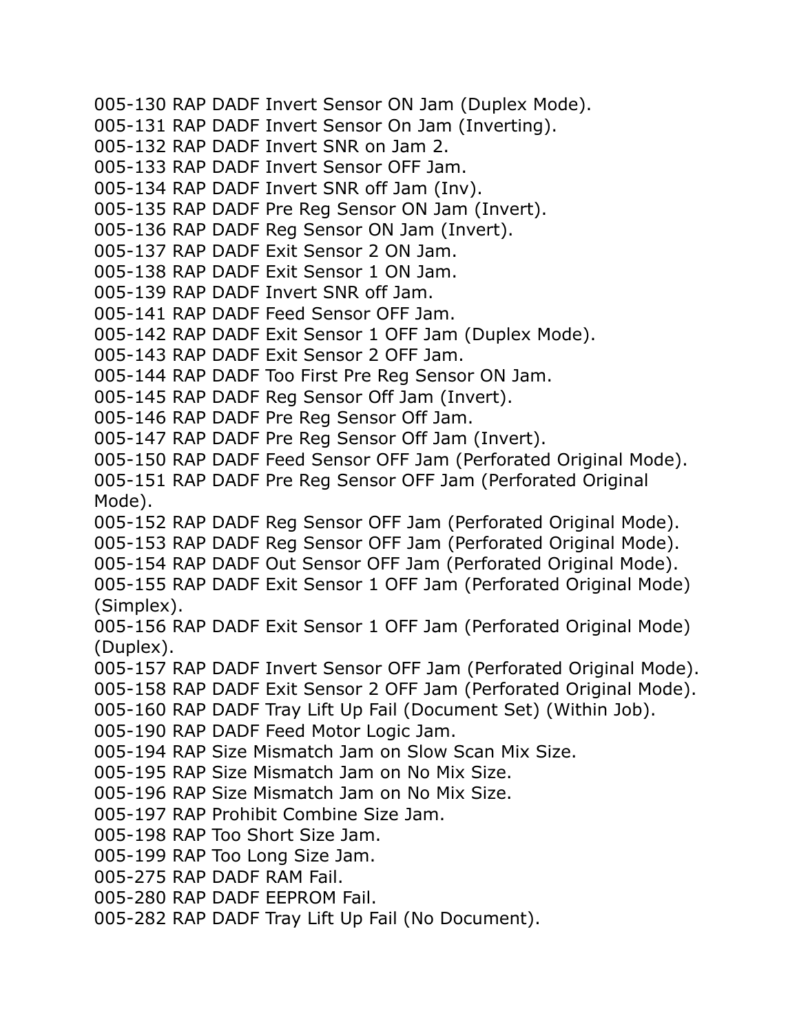005-130 RAP DADF Invert Sensor ON Jam (Duplex Mode).
005-131 RAP DADF Invert Sensor On Jam (Inverting).
005-132 RAP DADF Invert SNR on Jam 2.
005-133 RAP DADF Invert Sensor OFF Jam.
005-134 RAP DADF Invert SNR off Jam (Inv).
005-135 RAP DADF Pre Reg Sensor ON Jam (Invert).
005-136 RAP DADF Reg Sensor ON Jam (Invert).
005-137 RAP DADF Exit Sensor 2 ON Jam.
005-138 RAP DADF Exit Sensor 1 ON Jam.
005-139 RAP DADF Invert SNR off Jam.
005-141 RAP DADF Feed Sensor OFF Jam.
005-142 RAP DADF Exit Sensor 1 OFF Jam (Duplex Mode).
005-143 RAP DADF Exit Sensor 2 OFF Jam.
005-144 RAP DADF Too First Pre Reg Sensor ON Jam.
005-145 RAP DADF Reg Sensor Off Jam (Invert).
005-146 RAP DADF Pre Reg Sensor Off Jam.
005-147 RAP DADF Pre Reg Sensor Off Jam (Invert).
005-150 RAP DADF Feed Sensor OFF Jam (Perforated Original Mode).
005-151 RAP DADF Pre Reg Sensor OFF Jam (Perforated Original Mode).
005-152 RAP DADF Reg Sensor OFF Jam (Perforated Original Mode).
005-153 RAP DADF Reg Sensor OFF Jam (Perforated Original Mode).
005-154 RAP DADF Out Sensor OFF Jam (Perforated Original Mode).
005-155 RAP DADF Exit Sensor 1 OFF Jam (Perforated Original Mode) (Simplex).
005-156 RAP DADF Exit Sensor 1 OFF Jam (Perforated Original Mode) (Duplex).
005-157 RAP DADF Invert Sensor OFF Jam (Perforated Original Mode).
005-158 RAP DADF Exit Sensor 2 OFF Jam (Perforated Original Mode).
005-160 RAP DADF Tray Lift Up Fail (Document Set) (Within Job).
005-190 RAP DADF Feed Motor Logic Jam.
005-194 RAP Size Mismatch Jam on Slow Scan Mix Size.
005-195 RAP Size Mismatch Jam on No Mix Size.
005-196 RAP Size Mismatch Jam on No Mix Size.
005-197 RAP Prohibit Combine Size Jam.
005-198 RAP Too Short Size Jam.
005-199 RAP Too Long Size Jam.
005-275 RAP DADF RAM Fail.
005-280 RAP DADF EEPROM Fail.
005-282 RAP DADF Tray Lift Up Fail (No Document).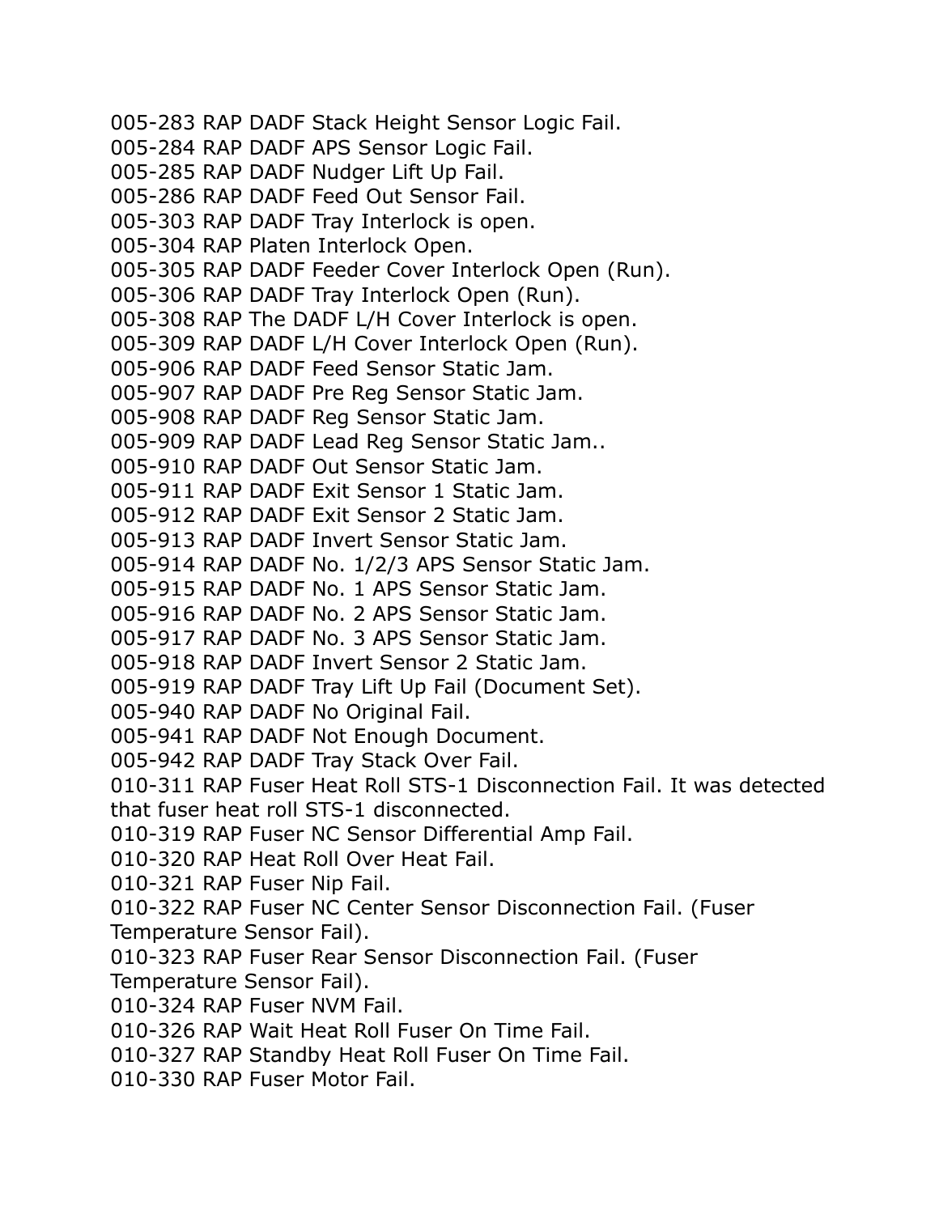005-283 RAP DADF Stack Height Sensor Logic Fail.
005-284 RAP DADF APS Sensor Logic Fail.
005-285 RAP DADF Nudger Lift Up Fail.
005-286 RAP DADF Feed Out Sensor Fail.
005-303 RAP DADF Tray Interlock is open.
005-304 RAP Platen Interlock Open.
005-305 RAP DADF Feeder Cover Interlock Open (Run).
005-306 RAP DADF Tray Interlock Open (Run).
005-308 RAP The DADF L/H Cover Interlock is open.
005-309 RAP DADF L/H Cover Interlock Open (Run).
005-906 RAP DADF Feed Sensor Static Jam.
005-907 RAP DADF Pre Reg Sensor Static Jam.
005-908 RAP DADF Reg Sensor Static Jam.
005-909 RAP DADF Lead Reg Sensor Static Jam..
005-910 RAP DADF Out Sensor Static Jam.
005-911 RAP DADF Exit Sensor 1 Static Jam.
005-912 RAP DADF Exit Sensor 2 Static Jam.
005-913 RAP DADF Invert Sensor Static Jam.
005-914 RAP DADF No. 1/2/3 APS Sensor Static Jam.
005-915 RAP DADF No. 1 APS Sensor Static Jam.
005-916 RAP DADF No. 2 APS Sensor Static Jam.
005-917 RAP DADF No. 3 APS Sensor Static Jam.
005-918 RAP DADF Invert Sensor 2 Static Jam.
005-919 RAP DADF Tray Lift Up Fail (Document Set).
005-940 RAP DADF No Original Fail.
005-941 RAP DADF Not Enough Document.
005-942 RAP DADF Tray Stack Over Fail.
010-311 RAP Fuser Heat Roll STS-1 Disconnection Fail. It was detected that fuser heat roll STS-1 disconnected.
010-319 RAP Fuser NC Sensor Differential Amp Fail.
010-320 RAP Heat Roll Over Heat Fail.
010-321 RAP Fuser Nip Fail.
010-322 RAP Fuser NC Center Sensor Disconnection Fail. (Fuser Temperature Sensor Fail).
010-323 RAP Fuser Rear Sensor Disconnection Fail. (Fuser Temperature Sensor Fail).
010-324 RAP Fuser NVM Fail.
010-326 RAP Wait Heat Roll Fuser On Time Fail.
010-327 RAP Standby Heat Roll Fuser On Time Fail.
010-330 RAP Fuser Motor Fail.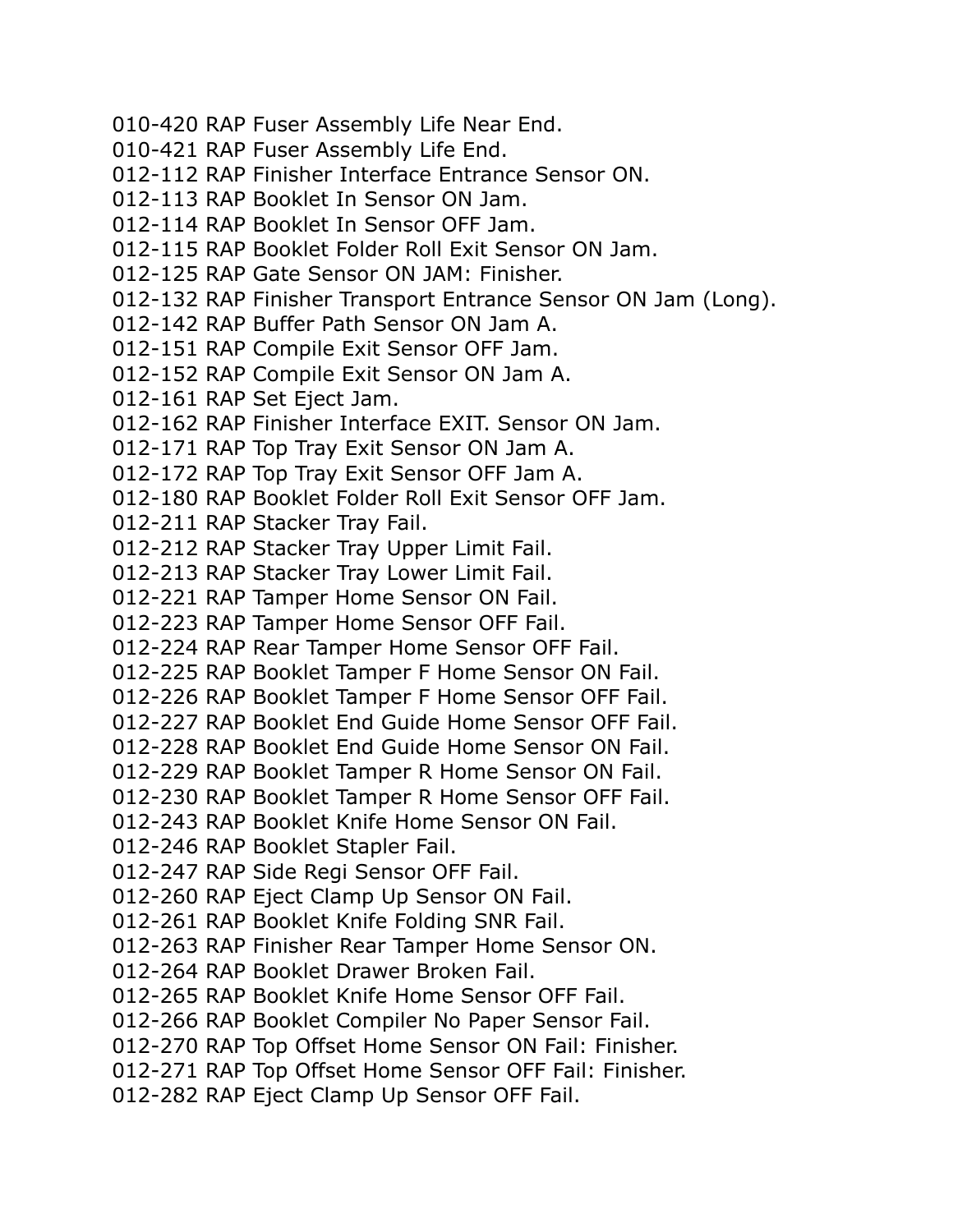010-420 RAP Fuser Assembly Life Near End.
010-421 RAP Fuser Assembly Life End.
012-112 RAP Finisher Interface Entrance Sensor ON.
012-113 RAP Booklet In Sensor ON Jam.
012-114 RAP Booklet In Sensor OFF Jam.
012-115 RAP Booklet Folder Roll Exit Sensor ON Jam.
012-125 RAP Gate Sensor ON JAM: Finisher.
012-132 RAP Finisher Transport Entrance Sensor ON Jam (Long).
012-142 RAP Buffer Path Sensor ON Jam A.
012-151 RAP Compile Exit Sensor OFF Jam.
012-152 RAP Compile Exit Sensor ON Jam A.
012-161 RAP Set Eject Jam.
012-162 RAP Finisher Interface EXIT. Sensor ON Jam.
012-171 RAP Top Tray Exit Sensor ON Jam A.
012-172 RAP Top Tray Exit Sensor OFF Jam A.
012-180 RAP Booklet Folder Roll Exit Sensor OFF Jam.
012-211 RAP Stacker Tray Fail.
012-212 RAP Stacker Tray Upper Limit Fail.
012-213 RAP Stacker Tray Lower Limit Fail.
012-221 RAP Tamper Home Sensor ON Fail.
012-223 RAP Tamper Home Sensor OFF Fail.
012-224 RAP Rear Tamper Home Sensor OFF Fail.
012-225 RAP Booklet Tamper F Home Sensor ON Fail.
012-226 RAP Booklet Tamper F Home Sensor OFF Fail.
012-227 RAP Booklet End Guide Home Sensor OFF Fail.
012-228 RAP Booklet End Guide Home Sensor ON Fail.
012-229 RAP Booklet Tamper R Home Sensor ON Fail.
012-230 RAP Booklet Tamper R Home Sensor OFF Fail.
012-243 RAP Booklet Knife Home Sensor ON Fail.
012-246 RAP Booklet Stapler Fail.
012-247 RAP Side Regi Sensor OFF Fail.
012-260 RAP Eject Clamp Up Sensor ON Fail.
012-261 RAP Booklet Knife Folding SNR Fail.
012-263 RAP Finisher Rear Tamper Home Sensor ON.
012-264 RAP Booklet Drawer Broken Fail.
012-265 RAP Booklet Knife Home Sensor OFF Fail.
012-266 RAP Booklet Compiler No Paper Sensor Fail.
012-270 RAP Top Offset Home Sensor ON Fail: Finisher.
012-271 RAP Top Offset Home Sensor OFF Fail: Finisher.
012-282 RAP Eject Clamp Up Sensor OFF Fail.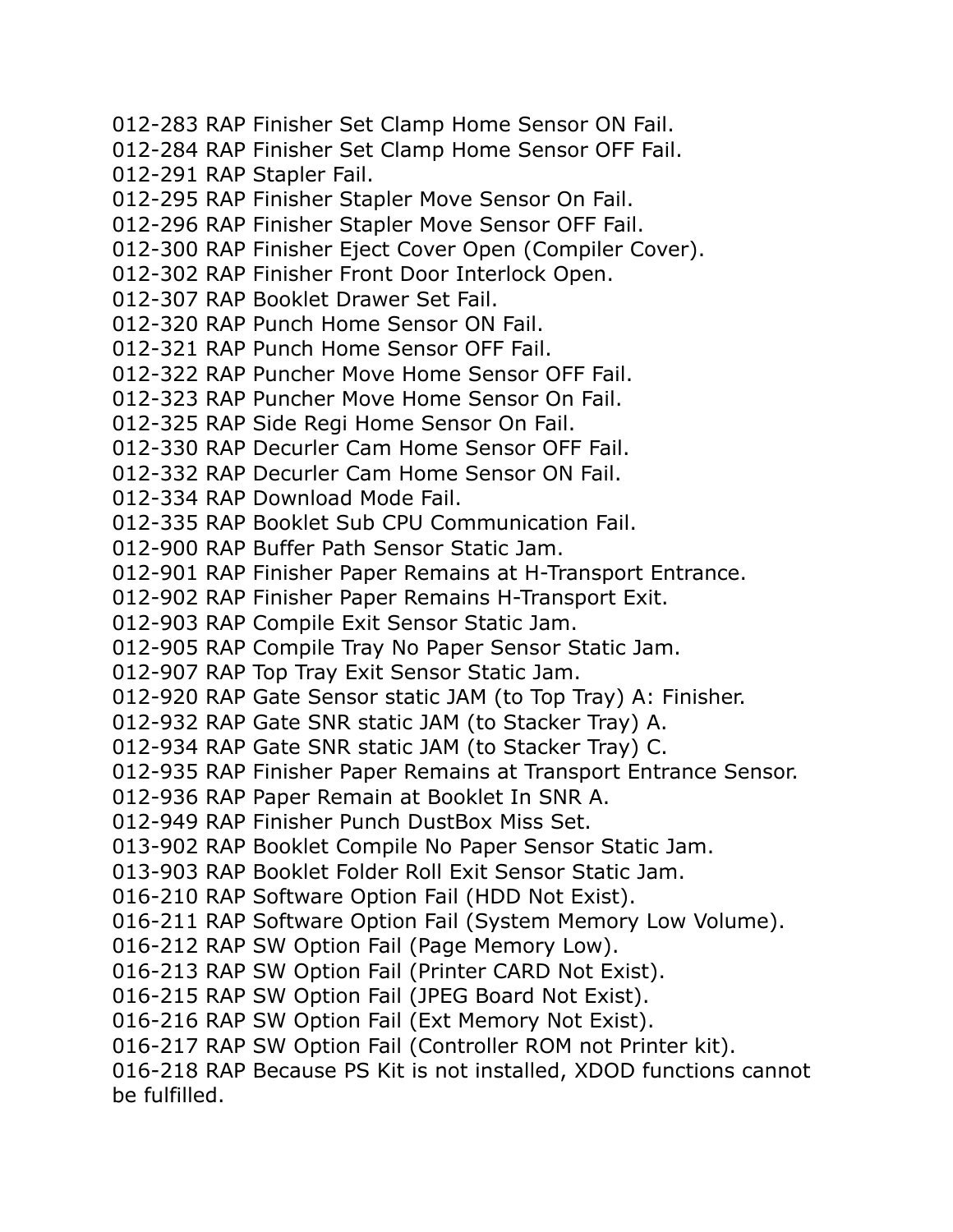012-283 RAP Finisher Set Clamp Home Sensor ON Fail.
012-284 RAP Finisher Set Clamp Home Sensor OFF Fail.
012-291 RAP Stapler Fail.
012-295 RAP Finisher Stapler Move Sensor On Fail.
012-296 RAP Finisher Stapler Move Sensor OFF Fail.
012-300 RAP Finisher Eject Cover Open (Compiler Cover).
012-302 RAP Finisher Front Door Interlock Open.
012-307 RAP Booklet Drawer Set Fail.
012-320 RAP Punch Home Sensor ON Fail.
012-321 RAP Punch Home Sensor OFF Fail.
012-322 RAP Puncher Move Home Sensor OFF Fail.
012-323 RAP Puncher Move Home Sensor On Fail.
012-325 RAP Side Regi Home Sensor On Fail.
012-330 RAP Decurler Cam Home Sensor OFF Fail.
012-332 RAP Decurler Cam Home Sensor ON Fail.
012-334 RAP Download Mode Fail.
012-335 RAP Booklet Sub CPU Communication Fail.
012-900 RAP Buffer Path Sensor Static Jam.
012-901 RAP Finisher Paper Remains at H-Transport Entrance.
012-902 RAP Finisher Paper Remains H-Transport Exit.
012-903 RAP Compile Exit Sensor Static Jam.
012-905 RAP Compile Tray No Paper Sensor Static Jam.
012-907 RAP Top Tray Exit Sensor Static Jam.
012-920 RAP Gate Sensor static JAM (to Top Tray) A: Finisher.
012-932 RAP Gate SNR static JAM (to Stacker Tray) A.
012-934 RAP Gate SNR static JAM (to Stacker Tray) C.
012-935 RAP Finisher Paper Remains at Transport Entrance Sensor.
012-936 RAP Paper Remain at Booklet In SNR A.
012-949 RAP Finisher Punch DustBox Miss Set.
013-902 RAP Booklet Compile No Paper Sensor Static Jam.
013-903 RAP Booklet Folder Roll Exit Sensor Static Jam.
016-210 RAP Software Option Fail (HDD Not Exist).
016-211 RAP Software Option Fail (System Memory Low Volume).
016-212 RAP SW Option Fail (Page Memory Low).
016-213 RAP SW Option Fail (Printer CARD Not Exist).
016-215 RAP SW Option Fail (JPEG Board Not Exist).
016-216 RAP SW Option Fail (Ext Memory Not Exist).
016-217 RAP SW Option Fail (Controller ROM not Printer kit).
016-218 RAP Because PS Kit is not installed, XDOD functions cannot be fulfilled.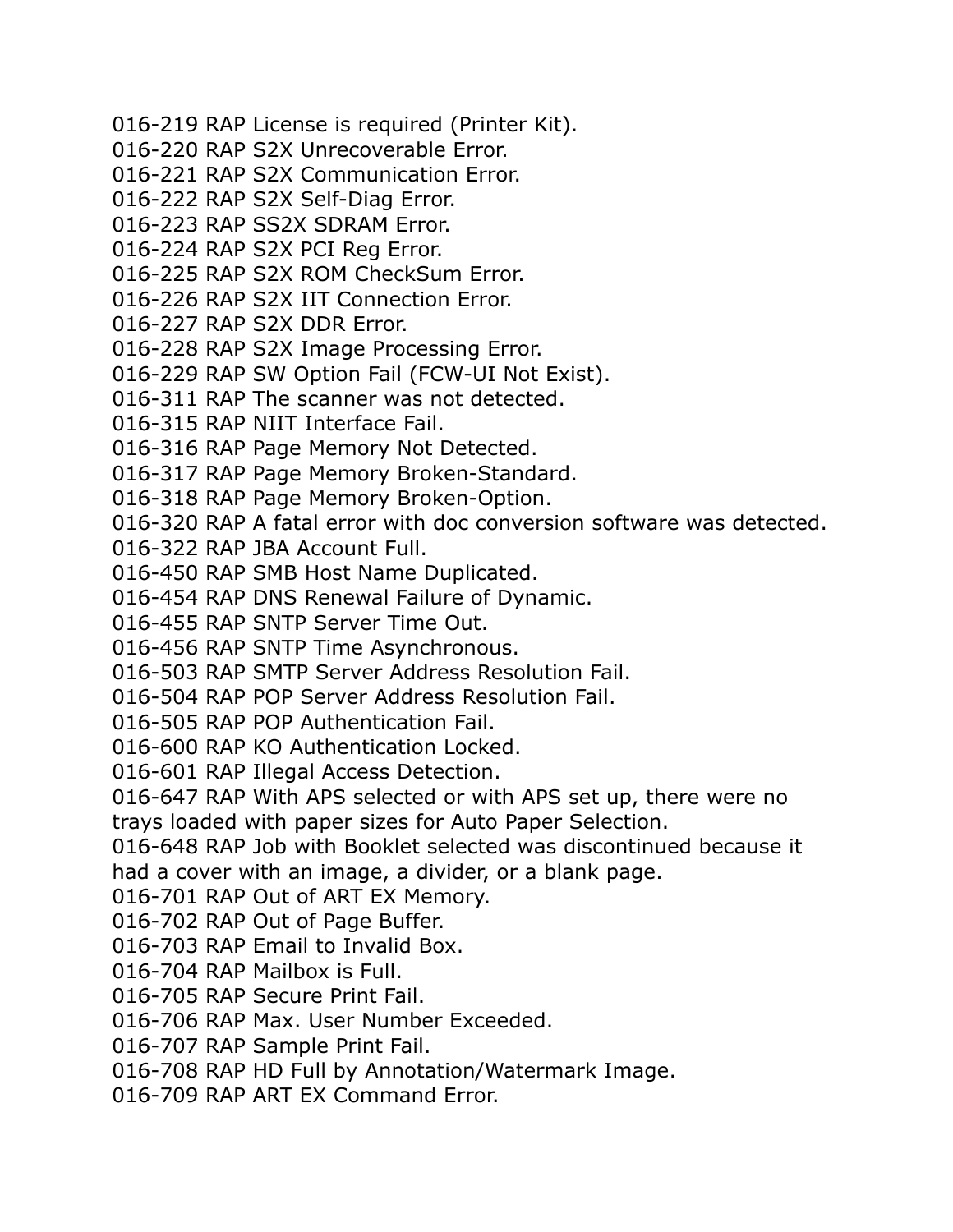016-219 RAP License is required (Printer Kit).
016-220 RAP S2X Unrecoverable Error.
016-221 RAP S2X Communication Error.
016-222 RAP S2X Self-Diag Error.
016-223 RAP SS2X SDRAM Error.
016-224 RAP S2X PCI Reg Error.
016-225 RAP S2X ROM CheckSum Error.
016-226 RAP S2X IIT Connection Error.
016-227 RAP S2X DDR Error.
016-228 RAP S2X Image Processing Error.
016-229 RAP SW Option Fail (FCW-UI Not Exist).
016-311 RAP The scanner was not detected.
016-315 RAP NIIT Interface Fail.
016-316 RAP Page Memory Not Detected.
016-317 RAP Page Memory Broken-Standard.
016-318 RAP Page Memory Broken-Option.
016-320 RAP A fatal error with doc conversion software was detected.
016-322 RAP JBA Account Full.
016-450 RAP SMB Host Name Duplicated.
016-454 RAP DNS Renewal Failure of Dynamic.
016-455 RAP SNTP Server Time Out.
016-456 RAP SNTP Time Asynchronous.
016-503 RAP SMTP Server Address Resolution Fail.
016-504 RAP POP Server Address Resolution Fail.
016-505 RAP POP Authentication Fail.
016-600 RAP KO Authentication Locked.
016-601 RAP Illegal Access Detection.
016-647 RAP With APS selected or with APS set up, there were no trays loaded with paper sizes for Auto Paper Selection.
016-648 RAP Job with Booklet selected was discontinued because it had a cover with an image, a divider, or a blank page.
016-701 RAP Out of ART EX Memory.
016-702 RAP Out of Page Buffer.
016-703 RAP Email to Invalid Box.
016-704 RAP Mailbox is Full.
016-705 RAP Secure Print Fail.
016-706 RAP Max. User Number Exceeded.
016-707 RAP Sample Print Fail.
016-708 RAP HD Full by Annotation/Watermark Image.
016-709 RAP ART EX Command Error.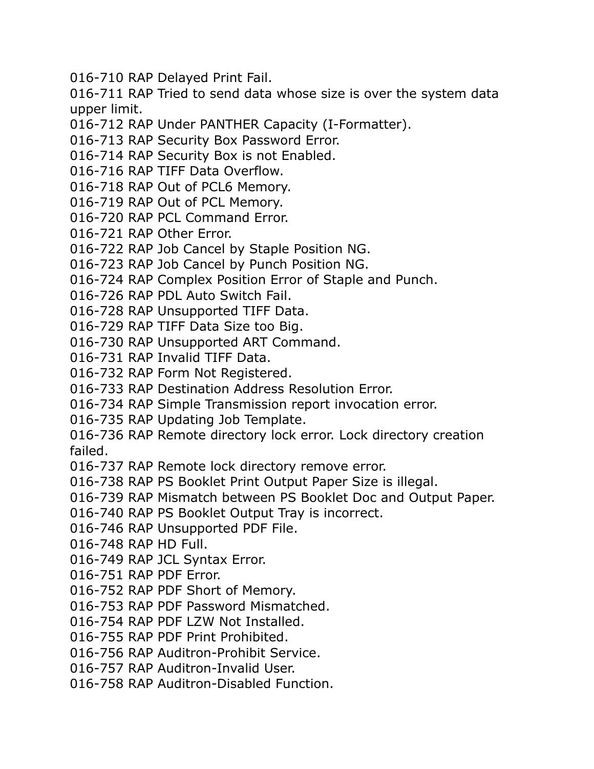016-710 RAP Delayed Print Fail.

016-711 RAP Tried to send data whose size is over the system data upper limit.

016-712 RAP Under PANTHER Capacity (I-Formatter).

016-713 RAP Security Box Password Error.

016-714 RAP Security Box is not Enabled.

016-716 RAP TIFF Data Overflow.

016-718 RAP Out of PCL6 Memory.

016-719 RAP Out of PCL Memory.

016-720 RAP PCL Command Error.

016-721 RAP Other Error.

016-722 RAP Job Cancel by Staple Position NG.

016-723 RAP Job Cancel by Punch Position NG.

016-724 RAP Complex Position Error of Staple and Punch.

016-726 RAP PDL Auto Switch Fail.

016-728 RAP Unsupported TIFF Data.

016-729 RAP TIFF Data Size too Big.

016-730 RAP Unsupported ART Command.

016-731 RAP Invalid TIFF Data.

016-732 RAP Form Not Registered.

016-733 RAP Destination Address Resolution Error.

016-734 RAP Simple Transmission report invocation error.

016-735 RAP Updating Job Template.

016-736 RAP Remote directory lock error. Lock directory creation failed.

016-737 RAP Remote lock directory remove error.

016-738 RAP PS Booklet Print Output Paper Size is illegal.

016-739 RAP Mismatch between PS Booklet Doc and Output Paper.

016-740 RAP PS Booklet Output Tray is incorrect.

016-746 RAP Unsupported PDF File.

016-748 RAP HD Full.

016-749 RAP JCL Syntax Error.

016-751 RAP PDF Error.

016-752 RAP PDF Short of Memory.

016-753 RAP PDF Password Mismatched.

016-754 RAP PDF LZW Not Installed.

016-755 RAP PDF Print Prohibited.

016-756 RAP Auditron-Prohibit Service.

016-757 RAP Auditron-Invalid User.

016-758 RAP Auditron-Disabled Function.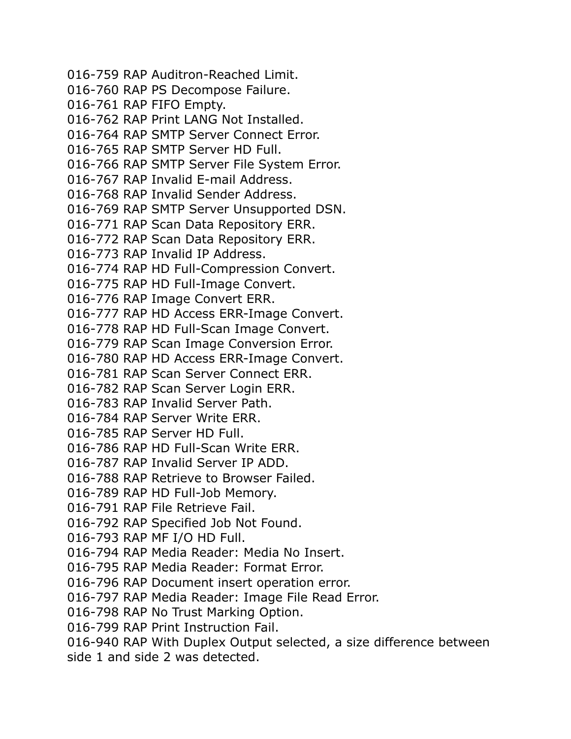016-759 RAP Auditron-Reached Limit.  
016-760 RAP PS Decompose Failure.  
016-761 RAP FIFO Empty.  
016-762 RAP Print LANG Not Installed.  
016-764 RAP SMTP Server Connect Error.  
016-765 RAP SMTP Server HD Full.  
016-766 RAP SMTP Server File System Error.  
016-767 RAP Invalid E-mail Address.  
016-768 RAP Invalid Sender Address.  
016-769 RAP SMTP Server Unsupported DSN.  
016-771 RAP Scan Data Repository ERR.  
016-772 RAP Scan Data Repository ERR.  
016-773 RAP Invalid IP Address.  
016-774 RAP HD Full-Compression Convert.  
016-775 RAP HD Full-Image Convert.  
016-776 RAP Image Convert ERR.  
016-777 RAP HD Access ERR-Image Convert.  
016-778 RAP HD Full-Scan Image Convert.  
016-779 RAP Scan Image Conversion Error.  
016-780 RAP HD Access ERR-Image Convert.  
016-781 RAP Scan Server Connect ERR.  
016-782 RAP Scan Server Login ERR.  
016-783 RAP Invalid Server Path.  
016-784 RAP Server Write ERR.  
016-785 RAP Server HD Full.  
016-786 RAP HD Full-Scan Write ERR.  
016-787 RAP Invalid Server IP ADD.  
016-788 RAP Retrieve to Browser Failed.  
016-789 RAP HD Full-Job Memory.  
016-791 RAP File Retrieve Fail.  
016-792 RAP Specified Job Not Found.  
016-793 RAP MF I/O HD Full.  
016-794 RAP Media Reader: Media No Insert.  
016-795 RAP Media Reader: Format Error.  
016-796 RAP Document insert operation error.  
016-797 RAP Media Reader: Image File Read Error.  
016-798 RAP No Trust Marking Option.  
016-799 RAP Print Instruction Fail.  
016-940 RAP With Duplex Output selected, a size difference between side 1 and side 2 was detected.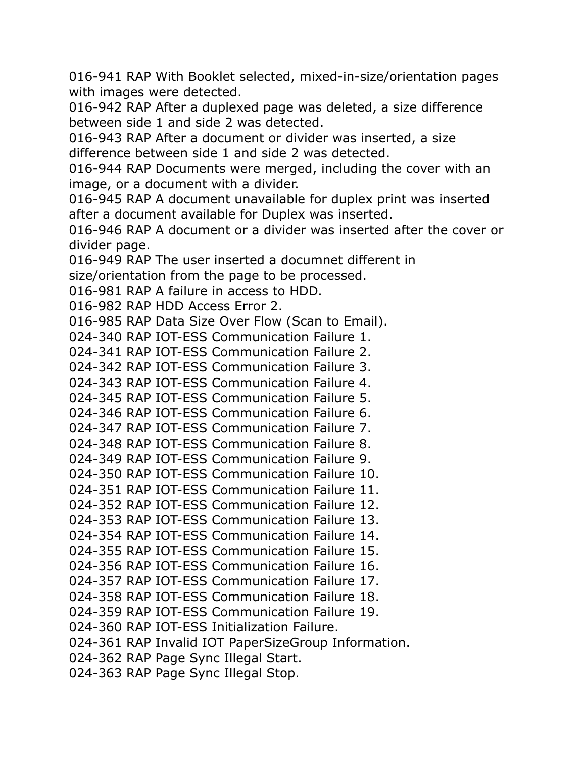016-941 RAP With Booklet selected, mixed-in-size/orientation pages with images were detected.
016-942 RAP After a duplexed page was deleted, a size difference between side 1 and side 2 was detected.
016-943 RAP After a document or divider was inserted, a size difference between side 1 and side 2 was detected.
016-944 RAP Documents were merged, including the cover with an image, or a document with a divider.
016-945 RAP A document unavailable for duplex print was inserted after a document available for Duplex was inserted.
016-946 RAP A document or a divider was inserted after the cover or divider page.
016-949 RAP The user inserted a documnet different in size/orientation from the page to be processed.
016-981 RAP A failure in access to HDD.
016-982 RAP HDD Access Error 2.
016-985 RAP Data Size Over Flow (Scan to Email).
024-340 RAP IOT-ESS Communication Failure 1.
024-341 RAP IOT-ESS Communication Failure 2.
024-342 RAP IOT-ESS Communication Failure 3.
024-343 RAP IOT-ESS Communication Failure 4.
024-345 RAP IOT-ESS Communication Failure 5.
024-346 RAP IOT-ESS Communication Failure 6.
024-347 RAP IOT-ESS Communication Failure 7.
024-348 RAP IOT-ESS Communication Failure 8.
024-349 RAP IOT-ESS Communication Failure 9.
024-350 RAP IOT-ESS Communication Failure 10.
024-351 RAP IOT-ESS Communication Failure 11.
024-352 RAP IOT-ESS Communication Failure 12.
024-353 RAP IOT-ESS Communication Failure 13.
024-354 RAP IOT-ESS Communication Failure 14.
024-355 RAP IOT-ESS Communication Failure 15.
024-356 RAP IOT-ESS Communication Failure 16.
024-357 RAP IOT-ESS Communication Failure 17.
024-358 RAP IOT-ESS Communication Failure 18.
024-359 RAP IOT-ESS Communication Failure 19.
024-360 RAP IOT-ESS Initialization Failure.
024-361 RAP Invalid IOT PaperSizeGroup Information.
024-362 RAP Page Sync Illegal Start.
024-363 RAP Page Sync Illegal Stop.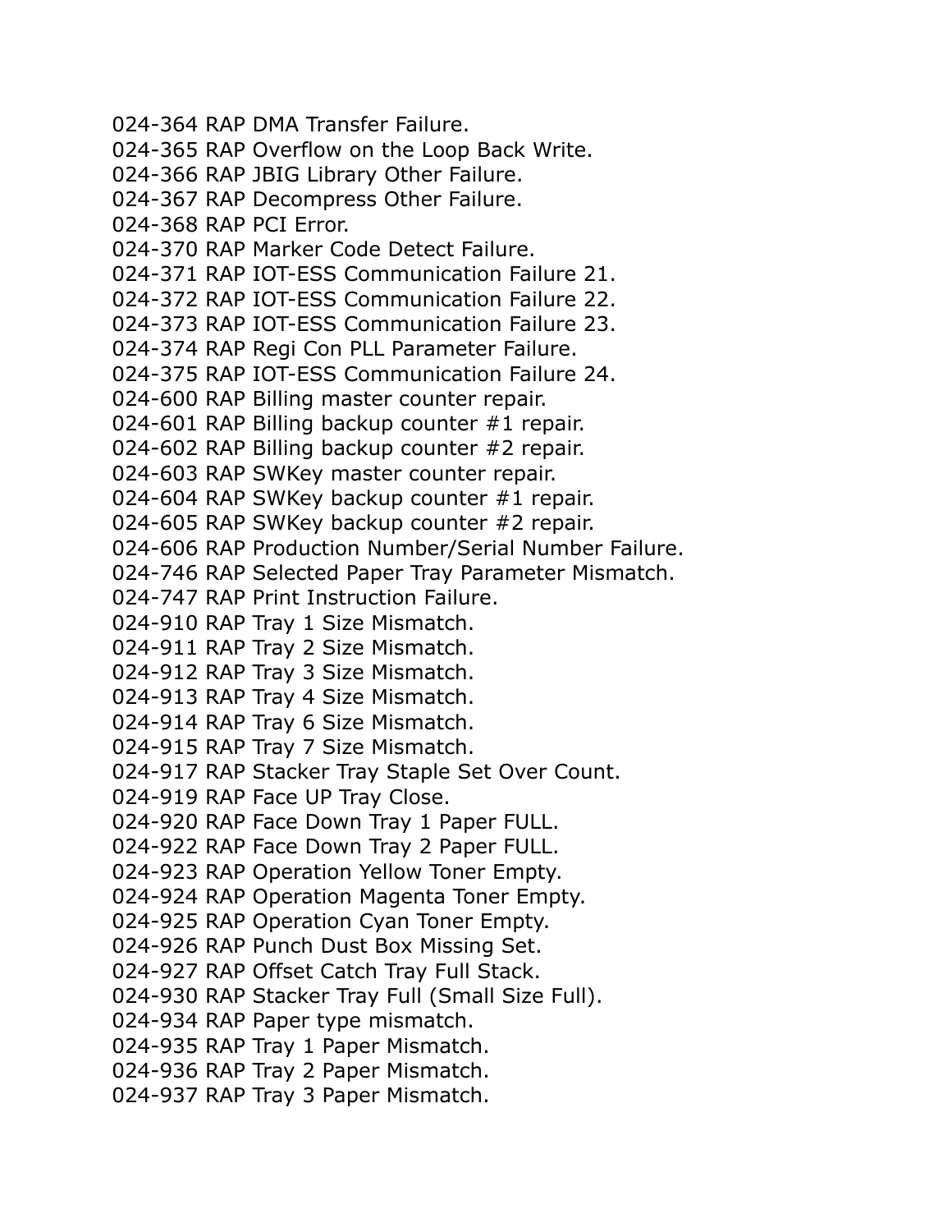024-364 RAP DMA Transfer Failure.
024-365 RAP Overflow on the Loop Back Write.
024-366 RAP JBIG Library Other Failure.
024-367 RAP Decompress Other Failure.
024-368 RAP PCI Error.
024-370 RAP Marker Code Detect Failure.
024-371 RAP IOT-ESS Communication Failure 21.
024-372 RAP IOT-ESS Communication Failure 22.
024-373 RAP IOT-ESS Communication Failure 23.
024-374 RAP Regi Con PLL Parameter Failure.
024-375 RAP IOT-ESS Communication Failure 24.
024-600 RAP Billing master counter repair.
024-601 RAP Billing backup counter #1 repair.
024-602 RAP Billing backup counter #2 repair.
024-603 RAP SWKey master counter repair.
024-604 RAP SWKey backup counter #1 repair.
024-605 RAP SWKey backup counter #2 repair.
024-606 RAP Production Number/Serial Number Failure.
024-746 RAP Selected Paper Tray Parameter Mismatch.
024-747 RAP Print Instruction Failure.
024-910 RAP Tray 1 Size Mismatch.
024-911 RAP Tray 2 Size Mismatch.
024-912 RAP Tray 3 Size Mismatch.
024-913 RAP Tray 4 Size Mismatch.
024-914 RAP Tray 6 Size Mismatch.
024-915 RAP Tray 7 Size Mismatch.
024-917 RAP Stacker Tray Staple Set Over Count.
024-919 RAP Face UP Tray Close.
024-920 RAP Face Down Tray 1 Paper FULL.
024-922 RAP Face Down Tray 2 Paper FULL.
024-923 RAP Operation Yellow Toner Empty.
024-924 RAP Operation Magenta Toner Empty.
024-925 RAP Operation Cyan Toner Empty.
024-926 RAP Punch Dust Box Missing Set.
024-927 RAP Offset Catch Tray Full Stack.
024-930 RAP Stacker Tray Full (Small Size Full).
024-934 RAP Paper type mismatch.
024-935 RAP Tray 1 Paper Mismatch.
024-936 RAP Tray 2 Paper Mismatch.
024-937 RAP Tray 3 Paper Mismatch.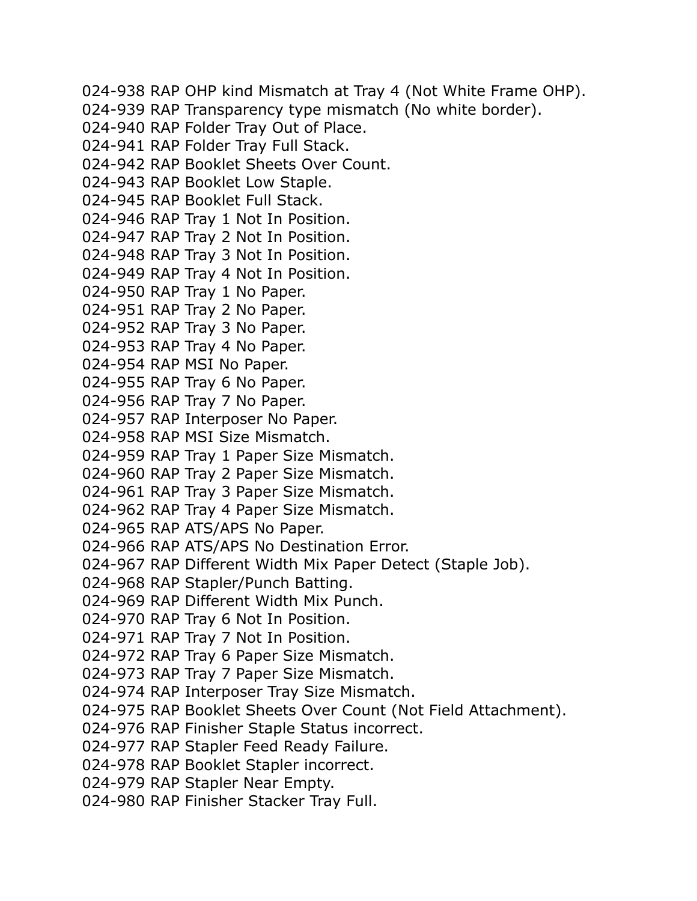024-938 RAP OHP kind Mismatch at Tray 4 (Not White Frame OHP).
024-939 RAP Transparency type mismatch (No white border).
024-940 RAP Folder Tray Out of Place.
024-941 RAP Folder Tray Full Stack.
024-942 RAP Booklet Sheets Over Count.
024-943 RAP Booklet Low Staple.
024-945 RAP Booklet Full Stack.
024-946 RAP Tray 1 Not In Position.
024-947 RAP Tray 2 Not In Position.
024-948 RAP Tray 3 Not In Position.
024-949 RAP Tray 4 Not In Position.
024-950 RAP Tray 1 No Paper.
024-951 RAP Tray 2 No Paper.
024-952 RAP Tray 3 No Paper.
024-953 RAP Tray 4 No Paper.
024-954 RAP MSI No Paper.
024-955 RAP Tray 6 No Paper.
024-956 RAP Tray 7 No Paper.
024-957 RAP Interposer No Paper.
024-958 RAP MSI Size Mismatch.
024-959 RAP Tray 1 Paper Size Mismatch.
024-960 RAP Tray 2 Paper Size Mismatch.
024-961 RAP Tray 3 Paper Size Mismatch.
024-962 RAP Tray 4 Paper Size Mismatch.
024-965 RAP ATS/APS No Paper.
024-966 RAP ATS/APS No Destination Error.
024-967 RAP Different Width Mix Paper Detect (Staple Job).
024-968 RAP Stapler/Punch Batting.
024-969 RAP Different Width Mix Punch.
024-970 RAP Tray 6 Not In Position.
024-971 RAP Tray 7 Not In Position.
024-972 RAP Tray 6 Paper Size Mismatch.
024-973 RAP Tray 7 Paper Size Mismatch.
024-974 RAP Interposer Tray Size Mismatch.
024-975 RAP Booklet Sheets Over Count (Not Field Attachment).
024-976 RAP Finisher Staple Status incorrect.
024-977 RAP Stapler Feed Ready Failure.
024-978 RAP Booklet Stapler incorrect.
024-979 RAP Stapler Near Empty.
024-980 RAP Finisher Stacker Tray Full.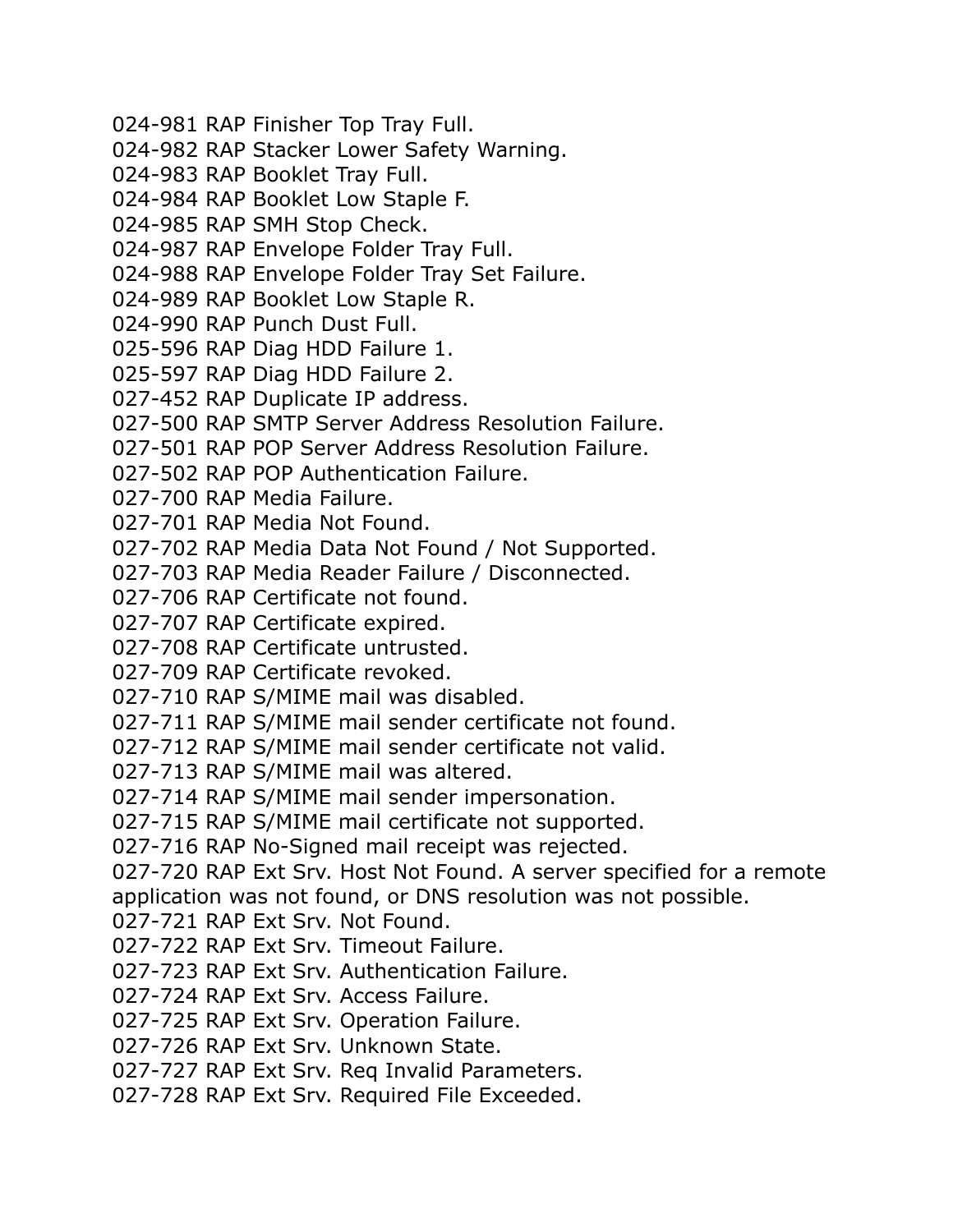024-981 RAP Finisher Top Tray Full.
024-982 RAP Stacker Lower Safety Warning.
024-983 RAP Booklet Tray Full.
024-984 RAP Booklet Low Staple F.
024-985 RAP SMH Stop Check.
024-987 RAP Envelope Folder Tray Full.
024-988 RAP Envelope Folder Tray Set Failure.
024-989 RAP Booklet Low Staple R.
024-990 RAP Punch Dust Full.
025-596 RAP Diag HDD Failure 1.
025-597 RAP Diag HDD Failure 2.
027-452 RAP Duplicate IP address.
027-500 RAP SMTP Server Address Resolution Failure.
027-501 RAP POP Server Address Resolution Failure.
027-502 RAP POP Authentication Failure.
027-700 RAP Media Failure.
027-701 RAP Media Not Found.
027-702 RAP Media Data Not Found / Not Supported.
027-703 RAP Media Reader Failure / Disconnected.
027-706 RAP Certificate not found.
027-707 RAP Certificate expired.
027-708 RAP Certificate untrusted.
027-709 RAP Certificate revoked.
027-710 RAP S/MIME mail was disabled.
027-711 RAP S/MIME mail sender certificate not found.
027-712 RAP S/MIME mail sender certificate not valid.
027-713 RAP S/MIME mail was altered.
027-714 RAP S/MIME mail sender impersonation.
027-715 RAP S/MIME mail certificate not supported.
027-716 RAP No-Signed mail receipt was rejected.
027-720 RAP Ext Srv. Host Not Found. A server specified for a remote application was not found, or DNS resolution was not possible.
027-721 RAP Ext Srv. Not Found.
027-722 RAP Ext Srv. Timeout Failure.
027-723 RAP Ext Srv. Authentication Failure.
027-724 RAP Ext Srv. Access Failure.
027-725 RAP Ext Srv. Operation Failure.
027-726 RAP Ext Srv. Unknown State.
027-727 RAP Ext Srv. Req Invalid Parameters.
027-728 RAP Ext Srv. Required File Exceeded.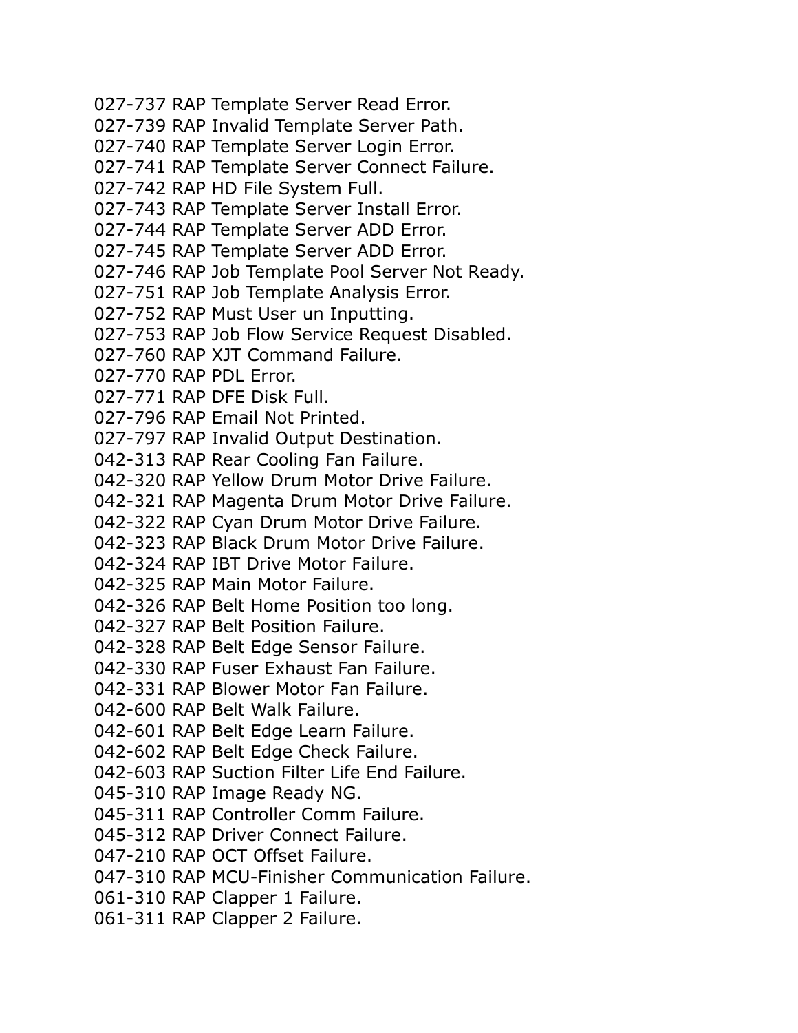027-737 RAP Template Server Read Error.
027-739 RAP Invalid Template Server Path.
027-740 RAP Template Server Login Error.
027-741 RAP Template Server Connect Failure.
027-742 RAP HD File System Full.
027-743 RAP Template Server Install Error.
027-744 RAP Template Server ADD Error.
027-745 RAP Template Server ADD Error.
027-746 RAP Job Template Pool Server Not Ready.
027-751 RAP Job Template Analysis Error.
027-752 RAP Must User un Inputting.
027-753 RAP Job Flow Service Request Disabled.
027-760 RAP XJT Command Failure.
027-770 RAP PDL Error.
027-771 RAP DFE Disk Full.
027-796 RAP Email Not Printed.
027-797 RAP Invalid Output Destination.
042-313 RAP Rear Cooling Fan Failure.
042-320 RAP Yellow Drum Motor Drive Failure.
042-321 RAP Magenta Drum Motor Drive Failure.
042-322 RAP Cyan Drum Motor Drive Failure.
042-323 RAP Black Drum Motor Drive Failure.
042-324 RAP IBT Drive Motor Failure.
042-325 RAP Main Motor Failure.
042-326 RAP Belt Home Position too long.
042-327 RAP Belt Position Failure.
042-328 RAP Belt Edge Sensor Failure.
042-330 RAP Fuser Exhaust Fan Failure.
042-331 RAP Blower Motor Fan Failure.
042-600 RAP Belt Walk Failure.
042-601 RAP Belt Edge Learn Failure.
042-602 RAP Belt Edge Check Failure.
042-603 RAP Suction Filter Life End Failure.
045-310 RAP Image Ready NG.
045-311 RAP Controller Comm Failure.
045-312 RAP Driver Connect Failure.
047-210 RAP OCT Offset Failure.
047-310 RAP MCU-Finisher Communication Failure.
061-310 RAP Clapper 1 Failure.
061-311 RAP Clapper 2 Failure.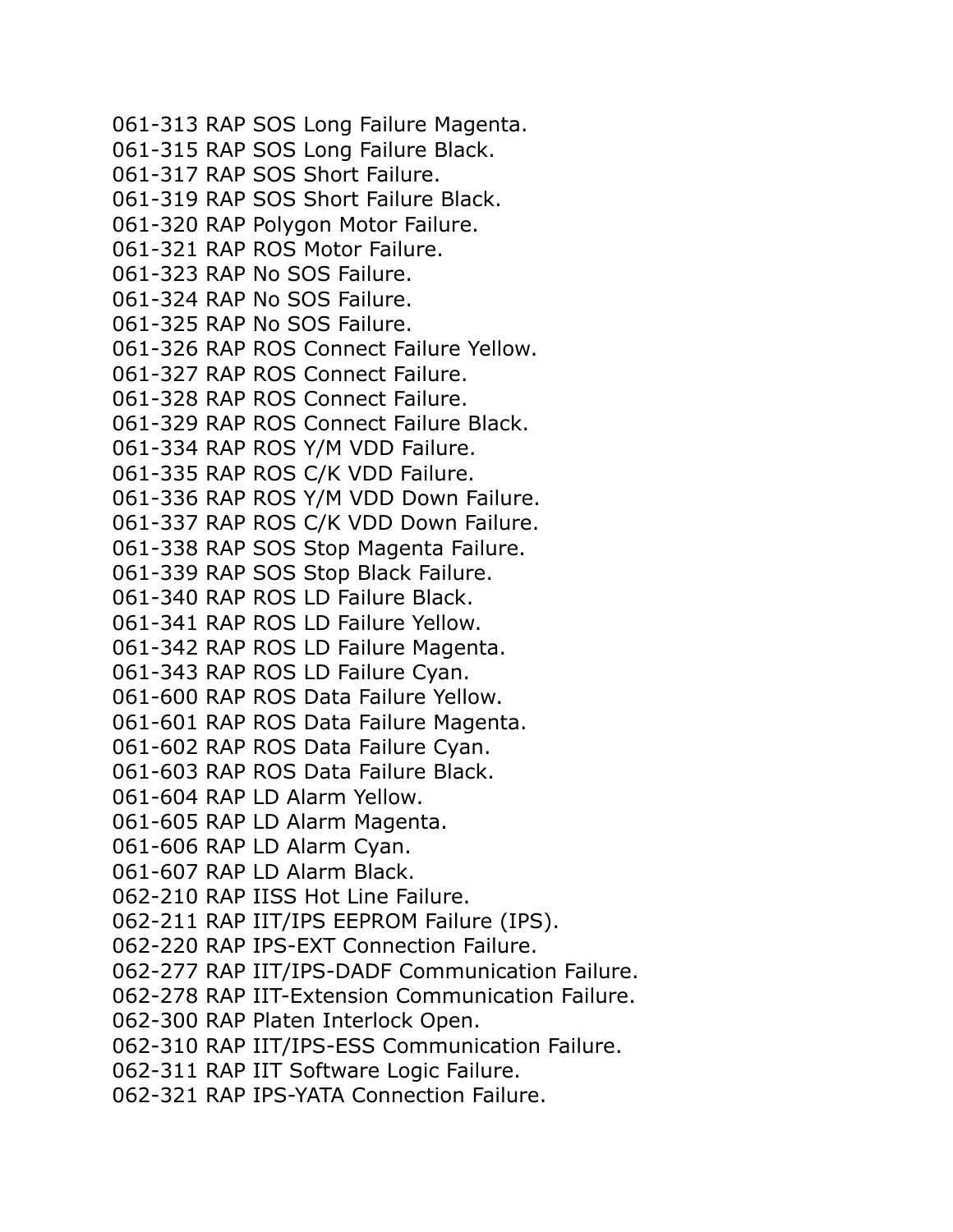061-313 RAP SOS Long Failure Magenta.
061-315 RAP SOS Long Failure Black.
061-317 RAP SOS Short Failure.
061-319 RAP SOS Short Failure Black.
061-320 RAP Polygon Motor Failure.
061-321 RAP ROS Motor Failure.
061-323 RAP No SOS Failure.
061-324 RAP No SOS Failure.
061-325 RAP No SOS Failure.
061-326 RAP ROS Connect Failure Yellow.
061-327 RAP ROS Connect Failure.
061-328 RAP ROS Connect Failure.
061-329 RAP ROS Connect Failure Black.
061-334 RAP ROS Y/M VDD Failure.
061-335 RAP ROS C/K VDD Failure.
061-336 RAP ROS Y/M VDD Down Failure.
061-337 RAP ROS C/K VDD Down Failure.
061-338 RAP SOS Stop Magenta Failure.
061-339 RAP SOS Stop Black Failure.
061-340 RAP ROS LD Failure Black.
061-341 RAP ROS LD Failure Yellow.
061-342 RAP ROS LD Failure Magenta.
061-343 RAP ROS LD Failure Cyan.
061-600 RAP ROS Data Failure Yellow.
061-601 RAP ROS Data Failure Magenta.
061-602 RAP ROS Data Failure Cyan.
061-603 RAP ROS Data Failure Black.
061-604 RAP LD Alarm Yellow.
061-605 RAP LD Alarm Magenta.
061-606 RAP LD Alarm Cyan.
061-607 RAP LD Alarm Black.
062-210 RAP IISS Hot Line Failure.
062-211 RAP IIT/IPS EEPROM Failure (IPS).
062-220 RAP IPS-EXT Connection Failure.
062-277 RAP IIT/IPS-DADF Communication Failure.
062-278 RAP IIT-Extension Communication Failure.
062-300 RAP Platen Interlock Open.
062-310 RAP IIT/IPS-ESS Communication Failure.
062-311 RAP IIT Software Logic Failure.
062-321 RAP IPS-YATA Connection Failure.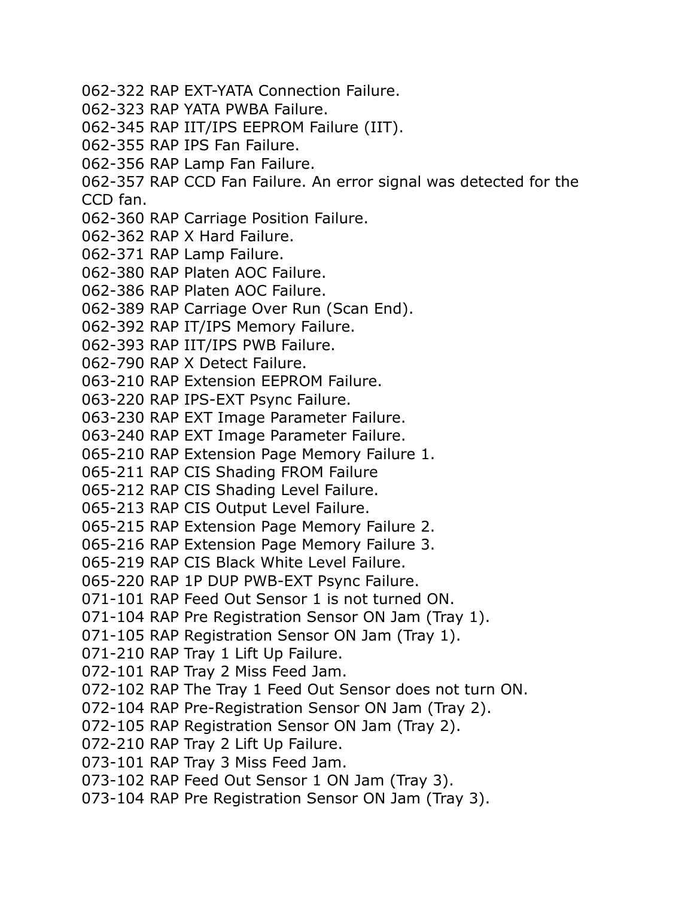062-322 RAP EXT-YATA Connection Failure.
062-323 RAP YATA PWBA Failure.
062-345 RAP IIT/IPS EEPROM Failure (IIT).
062-355 RAP IPS Fan Failure.
062-356 RAP Lamp Fan Failure.
062-357 RAP CCD Fan Failure. An error signal was detected for the CCD fan.
062-360 RAP Carriage Position Failure.
062-362 RAP X Hard Failure.
062-371 RAP Lamp Failure.
062-380 RAP Platen AOC Failure.
062-386 RAP Platen AOC Failure.
062-389 RAP Carriage Over Run (Scan End).
062-392 RAP IT/IPS Memory Failure.
062-393 RAP IIT/IPS PWB Failure.
062-790 RAP X Detect Failure.
063-210 RAP Extension EEPROM Failure.
063-220 RAP IPS-EXT Psync Failure.
063-230 RAP EXT Image Parameter Failure.
063-240 RAP EXT Image Parameter Failure.
065-210 RAP Extension Page Memory Failure 1.
065-211 RAP CIS Shading FROM Failure
065-212 RAP CIS Shading Level Failure.
065-213 RAP CIS Output Level Failure.
065-215 RAP Extension Page Memory Failure 2.
065-216 RAP Extension Page Memory Failure 3.
065-219 RAP CIS Black White Level Failure.
065-220 RAP 1P DUP PWB-EXT Psync Failure.
071-101 RAP Feed Out Sensor 1 is not turned ON.
071-104 RAP Pre Registration Sensor ON Jam (Tray 1).
071-105 RAP Registration Sensor ON Jam (Tray 1).
071-210 RAP Tray 1 Lift Up Failure.
072-101 RAP Tray 2 Miss Feed Jam.
072-102 RAP The Tray 1 Feed Out Sensor does not turn ON.
072-104 RAP Pre-Registration Sensor ON Jam (Tray 2).
072-105 RAP Registration Sensor ON Jam (Tray 2).
072-210 RAP Tray 2 Lift Up Failure.
073-101 RAP Tray 3 Miss Feed Jam.
073-102 RAP Feed Out Sensor 1 ON Jam (Tray 3).
073-104 RAP Pre Registration Sensor ON Jam (Tray 3).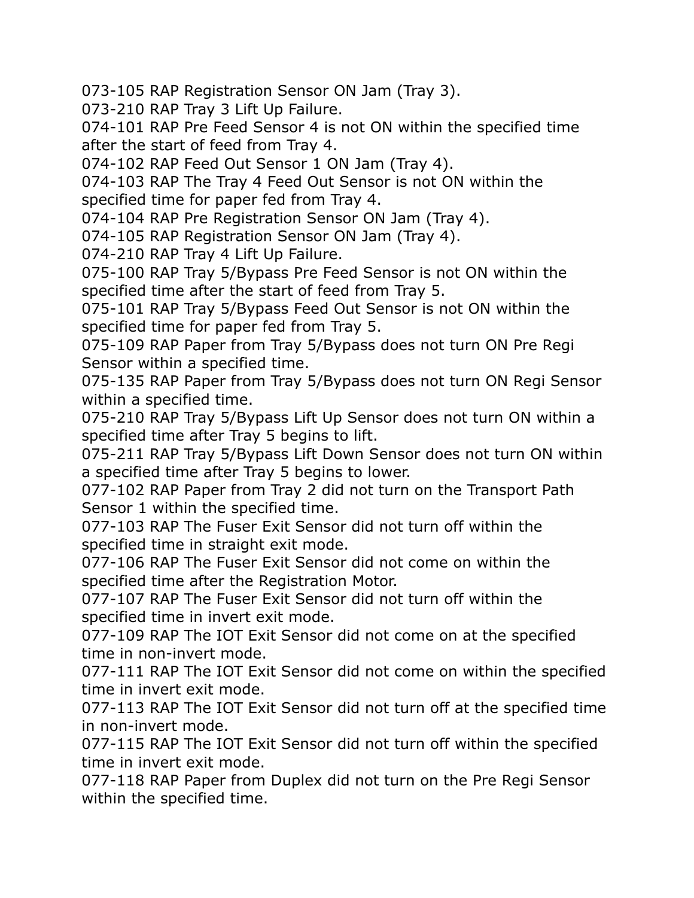073-105 RAP Registration Sensor ON Jam (Tray 3).
073-210 RAP Tray 3 Lift Up Failure.
074-101 RAP Pre Feed Sensor 4 is not ON within the specified time after the start of feed from Tray 4.
074-102 RAP Feed Out Sensor 1 ON Jam (Tray 4).
074-103 RAP The Tray 4 Feed Out Sensor is not ON within the specified time for paper fed from Tray 4.
074-104 RAP Pre Registration Sensor ON Jam (Tray 4).
074-105 RAP Registration Sensor ON Jam (Tray 4).
074-210 RAP Tray 4 Lift Up Failure.
075-100 RAP Tray 5/Bypass Pre Feed Sensor is not ON within the specified time after the start of feed from Tray 5.
075-101 RAP Tray 5/Bypass Feed Out Sensor is not ON within the specified time for paper fed from Tray 5.
075-109 RAP Paper from Tray 5/Bypass does not turn ON Pre Regi Sensor within a specified time.
075-135 RAP Paper from Tray 5/Bypass does not turn ON Regi Sensor within a specified time.
075-210 RAP Tray 5/Bypass Lift Up Sensor does not turn ON within a specified time after Tray 5 begins to lift.
075-211 RAP Tray 5/Bypass Lift Down Sensor does not turn ON within a specified time after Tray 5 begins to lower.
077-102 RAP Paper from Tray 2 did not turn on the Transport Path Sensor 1 within the specified time.
077-103 RAP The Fuser Exit Sensor did not turn off within the specified time in straight exit mode.
077-106 RAP The Fuser Exit Sensor did not come on within the specified time after the Registration Motor.
077-107 RAP The Fuser Exit Sensor did not turn off within the specified time in invert exit mode.
077-109 RAP The IOT Exit Sensor did not come on at the specified time in non-invert mode.
077-111 RAP The IOT Exit Sensor did not come on within the specified time in invert exit mode.
077-113 RAP The IOT Exit Sensor did not turn off at the specified time in non-invert mode.
077-115 RAP The IOT Exit Sensor did not turn off within the specified time in invert exit mode.
077-118 RAP Paper from Duplex did not turn on the Pre Regi Sensor within the specified time.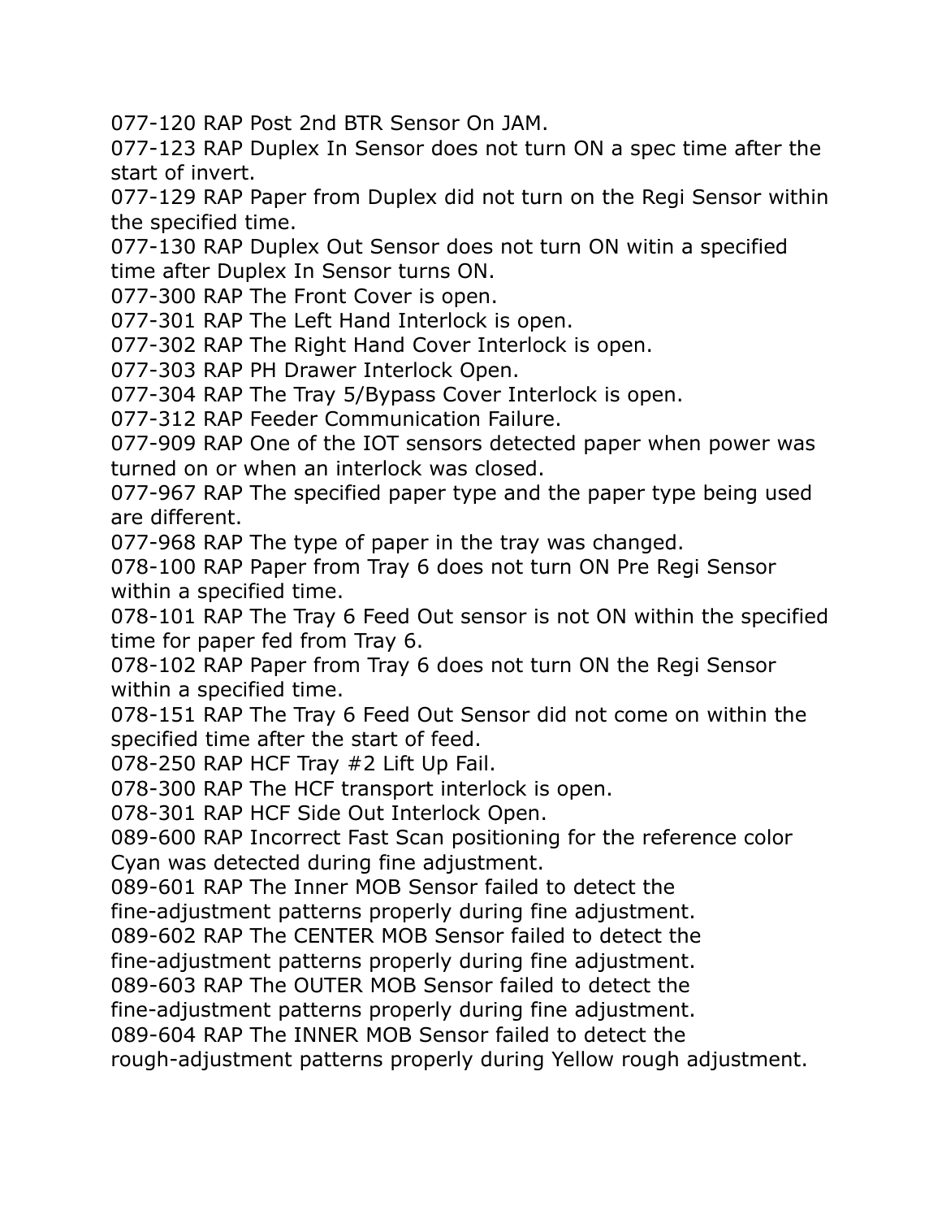077-120 RAP Post 2nd BTR Sensor On JAM.
077-123 RAP Duplex In Sensor does not turn ON a spec time after the start of invert.
077-129 RAP Paper from Duplex did not turn on the Regi Sensor within the specified time.
077-130 RAP Duplex Out Sensor does not turn ON witin a specified time after Duplex In Sensor turns ON.
077-300 RAP The Front Cover is open.
077-301 RAP The Left Hand Interlock is open.
077-302 RAP The Right Hand Cover Interlock is open.
077-303 RAP PH Drawer Interlock Open.
077-304 RAP The Tray 5/Bypass Cover Interlock is open.
077-312 RAP Feeder Communication Failure.
077-909 RAP One of the IOT sensors detected paper when power was turned on or when an interlock was closed.
077-967 RAP The specified paper type and the paper type being used are different.
077-968 RAP The type of paper in the tray was changed.
078-100 RAP Paper from Tray 6 does not turn ON Pre Regi Sensor within a specified time.
078-101 RAP The Tray 6 Feed Out sensor is not ON within the specified time for paper fed from Tray 6.
078-102 RAP Paper from Tray 6 does not turn ON the Regi Sensor within a specified time.
078-151 RAP The Tray 6 Feed Out Sensor did not come on within the specified time after the start of feed.
078-250 RAP HCF Tray #2 Lift Up Fail.
078-300 RAP The HCF transport interlock is open.
078-301 RAP HCF Side Out Interlock Open.
089-600 RAP Incorrect Fast Scan positioning for the reference color Cyan was detected during fine adjustment.
089-601 RAP The Inner MOB Sensor failed to detect the fine-adjustment patterns properly during fine adjustment.
089-602 RAP The CENTER MOB Sensor failed to detect the fine-adjustment patterns properly during fine adjustment.
089-603 RAP The OUTER MOB Sensor failed to detect the fine-adjustment patterns properly during fine adjustment.
089-604 RAP The INNER MOB Sensor failed to detect the rough-adjustment patterns properly during Yellow rough adjustment.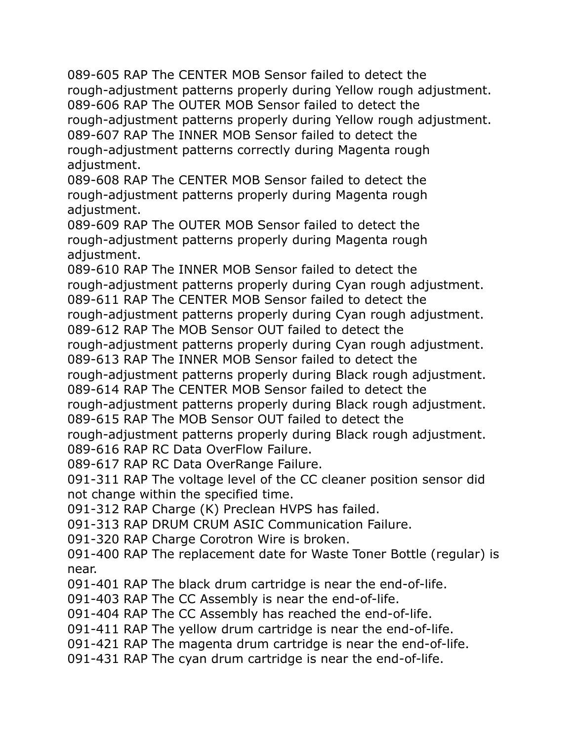089-605 RAP The CENTER MOB Sensor failed to detect the rough-adjustment patterns properly during Yellow rough adjustment.
089-606 RAP The OUTER MOB Sensor failed to detect the rough-adjustment patterns properly during Yellow rough adjustment.
089-607 RAP The INNER MOB Sensor failed to detect the rough-adjustment patterns correctly during Magenta rough adjustment.
089-608 RAP The CENTER MOB Sensor failed to detect the rough-adjustment patterns properly during Magenta rough adjustment.
089-609 RAP The OUTER MOB Sensor failed to detect the rough-adjustment patterns properly during Magenta rough adjustment.
089-610 RAP The INNER MOB Sensor failed to detect the rough-adjustment patterns properly during Cyan rough adjustment.
089-611 RAP The CENTER MOB Sensor failed to detect the rough-adjustment patterns properly during Cyan rough adjustment.
089-612 RAP The MOB Sensor OUT failed to detect the rough-adjustment patterns properly during Cyan rough adjustment.
089-613 RAP The INNER MOB Sensor failed to detect the rough-adjustment patterns properly during Black rough adjustment.
089-614 RAP The CENTER MOB Sensor failed to detect the rough-adjustment patterns properly during Black rough adjustment.
089-615 RAP The MOB Sensor OUT failed to detect the rough-adjustment patterns properly during Black rough adjustment.
089-616 RAP RC Data OverFlow Failure.
089-617 RAP RC Data OverRange Failure.
091-311 RAP The voltage level of the CC cleaner position sensor did not change within the specified time.
091-312 RAP Charge (K) Preclean HVPS has failed.
091-313 RAP DRUM CRUM ASIC Communication Failure.
091-320 RAP Charge Corotron Wire is broken.
091-400 RAP The replacement date for Waste Toner Bottle (regular) is near.
091-401 RAP The black drum cartridge is near the end-of-life.
091-403 RAP The CC Assembly is near the end-of-life.
091-404 RAP The CC Assembly has reached the end-of-life.
091-411 RAP The yellow drum cartridge is near the end-of-life.
091-421 RAP The magenta drum cartridge is near the end-of-life.
091-431 RAP The cyan drum cartridge is near the end-of-life.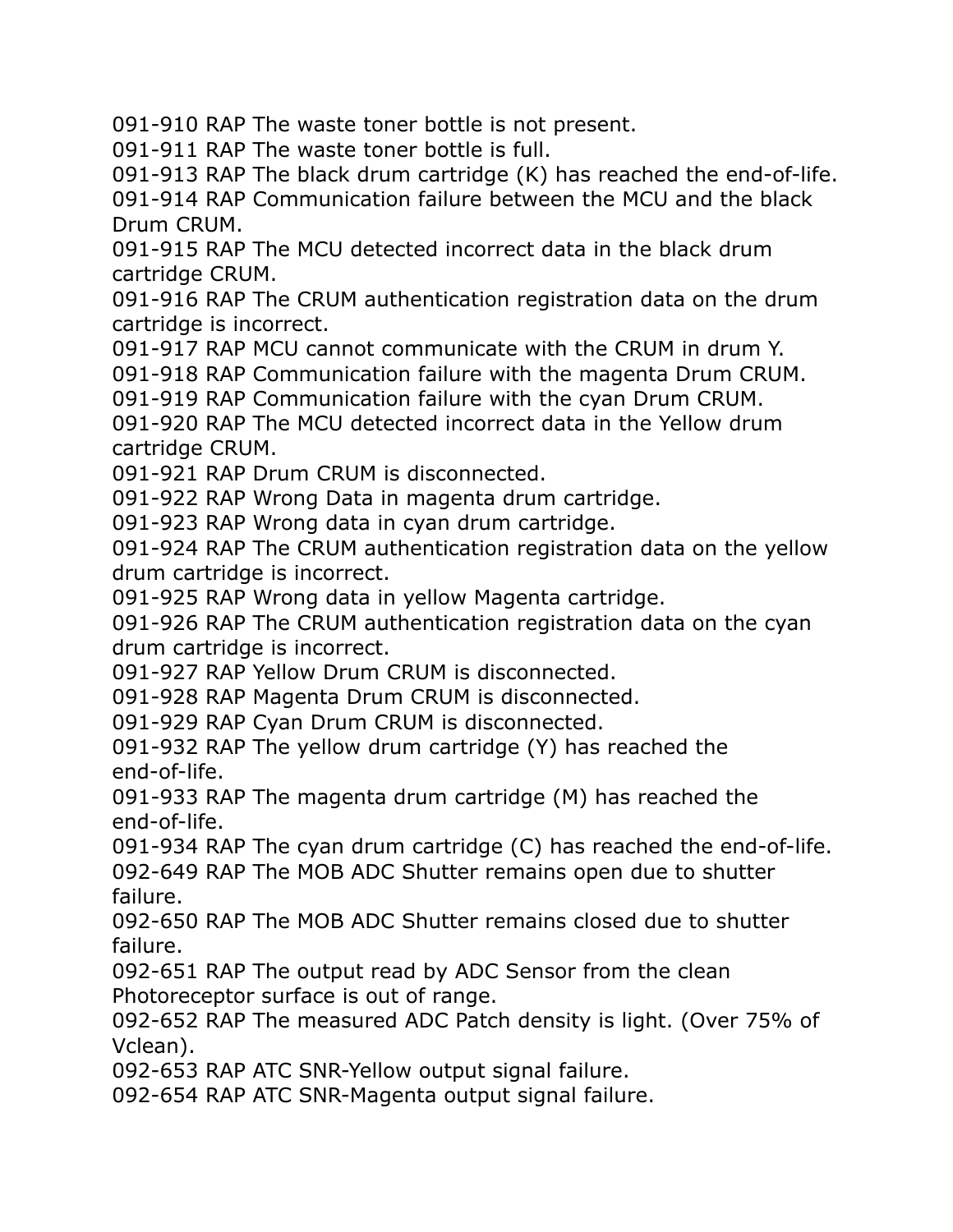091-910 RAP The waste toner bottle is not present.
091-911 RAP The waste toner bottle is full.
091-913 RAP The black drum cartridge (K) has reached the end-of-life.
091-914 RAP Communication failure between the MCU and the black Drum CRUM.
091-915 RAP The MCU detected incorrect data in the black drum cartridge CRUM.
091-916 RAP The CRUM authentication registration data on the drum cartridge is incorrect.
091-917 RAP MCU cannot communicate with the CRUM in drum Y.
091-918 RAP Communication failure with the magenta Drum CRUM.
091-919 RAP Communication failure with the cyan Drum CRUM.
091-920 RAP The MCU detected incorrect data in the Yellow drum cartridge CRUM.
091-921 RAP Drum CRUM is disconnected.
091-922 RAP Wrong Data in magenta drum cartridge.
091-923 RAP Wrong data in cyan drum cartridge.
091-924 RAP The CRUM authentication registration data on the yellow drum cartridge is incorrect.
091-925 RAP Wrong data in yellow Magenta cartridge.
091-926 RAP The CRUM authentication registration data on the cyan drum cartridge is incorrect.
091-927 RAP Yellow Drum CRUM is disconnected.
091-928 RAP Magenta Drum CRUM is disconnected.
091-929 RAP Cyan Drum CRUM is disconnected.
091-932 RAP The yellow drum cartridge (Y) has reached the end-of-life.
091-933 RAP The magenta drum cartridge (M) has reached the end-of-life.
091-934 RAP The cyan drum cartridge (C) has reached the end-of-life.
092-649 RAP The MOB ADC Shutter remains open due to shutter failure.
092-650 RAP The MOB ADC Shutter remains closed due to shutter failure.
092-651 RAP The output read by ADC Sensor from the clean Photoreceptor surface is out of range.
092-652 RAP The measured ADC Patch density is light. (Over 75% of Vclean).
092-653 RAP ATC SNR-Yellow output signal failure.
092-654 RAP ATC SNR-Magenta output signal failure.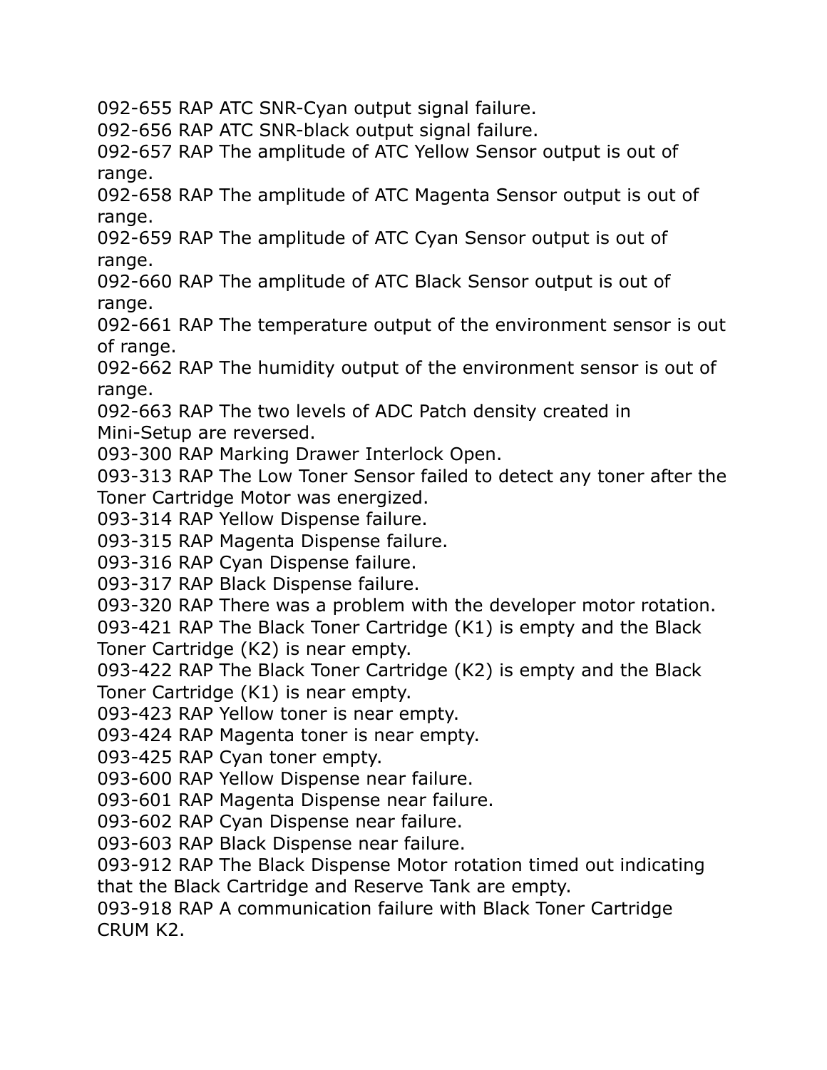092-655 RAP ATC SNR-Cyan output signal failure.
092-656 RAP ATC SNR-black output signal failure.
092-657 RAP The amplitude of ATC Yellow Sensor output is out of range.
092-658 RAP The amplitude of ATC Magenta Sensor output is out of range.
092-659 RAP The amplitude of ATC Cyan Sensor output is out of range.
092-660 RAP The amplitude of ATC Black Sensor output is out of range.
092-661 RAP The temperature output of the environment sensor is out of range.
092-662 RAP The humidity output of the environment sensor is out of range.
092-663 RAP The two levels of ADC Patch density created in Mini-Setup are reversed.
093-300 RAP Marking Drawer Interlock Open.
093-313 RAP The Low Toner Sensor failed to detect any toner after the Toner Cartridge Motor was energized.
093-314 RAP Yellow Dispense failure.
093-315 RAP Magenta Dispense failure.
093-316 RAP Cyan Dispense failure.
093-317 RAP Black Dispense failure.
093-320 RAP There was a problem with the developer motor rotation.
093-421 RAP The Black Toner Cartridge (K1) is empty and the Black Toner Cartridge (K2) is near empty.
093-422 RAP The Black Toner Cartridge (K2) is empty and the Black Toner Cartridge (K1) is near empty.
093-423 RAP Yellow toner is near empty.
093-424 RAP Magenta toner is near empty.
093-425 RAP Cyan toner empty.
093-600 RAP Yellow Dispense near failure.
093-601 RAP Magenta Dispense near failure.
093-602 RAP Cyan Dispense near failure.
093-603 RAP Black Dispense near failure.
093-912 RAP The Black Dispense Motor rotation timed out indicating that the Black Cartridge and Reserve Tank are empty.
093-918 RAP A communication failure with Black Toner Cartridge CRUM K2.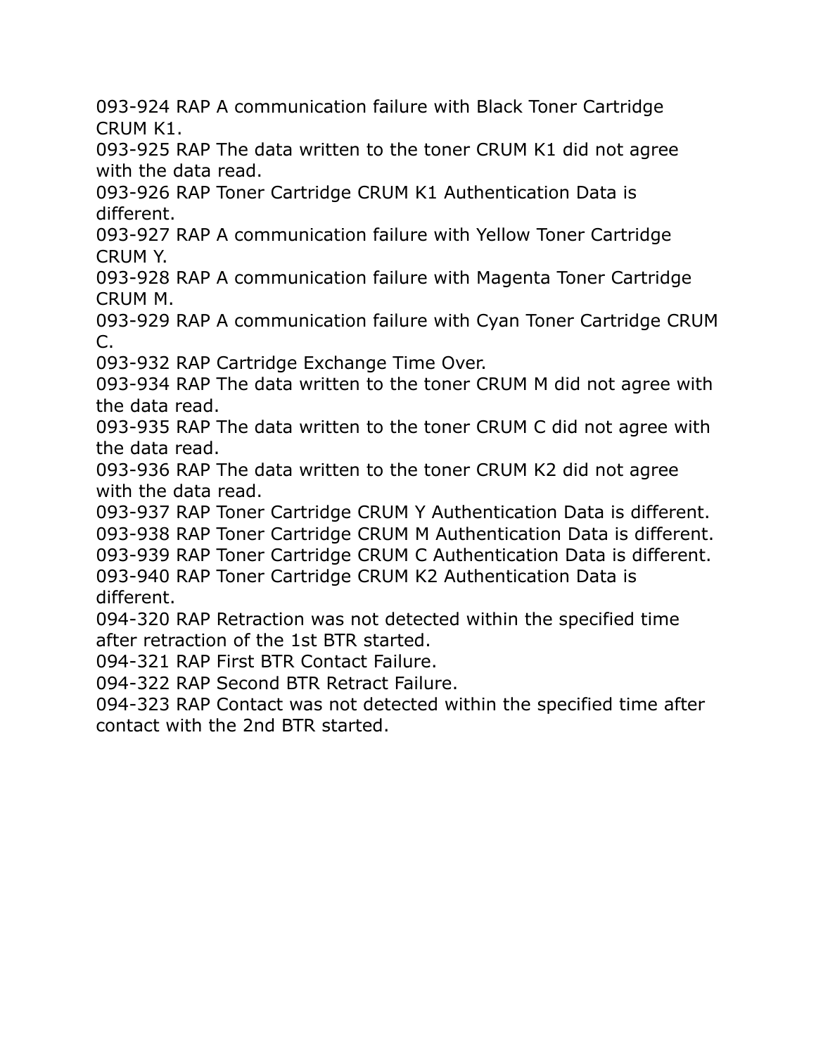093-924 RAP A communication failure with Black Toner Cartridge CRUM K1.
093-925 RAP The data written to the toner CRUM K1 did not agree with the data read.
093-926 RAP Toner Cartridge CRUM K1 Authentication Data is different.
093-927 RAP A communication failure with Yellow Toner Cartridge CRUM Y.
093-928 RAP A communication failure with Magenta Toner Cartridge CRUM M.
093-929 RAP A communication failure with Cyan Toner Cartridge CRUM C.
093-932 RAP Cartridge Exchange Time Over.
093-934 RAP The data written to the toner CRUM M did not agree with the data read.
093-935 RAP The data written to the toner CRUM C did not agree with the data read.
093-936 RAP The data written to the toner CRUM K2 did not agree with the data read.
093-937 RAP Toner Cartridge CRUM Y Authentication Data is different.
093-938 RAP Toner Cartridge CRUM M Authentication Data is different.
093-939 RAP Toner Cartridge CRUM C Authentication Data is different.
093-940 RAP Toner Cartridge CRUM K2 Authentication Data is different.
094-320 RAP Retraction was not detected within the specified time after retraction of the 1st BTR started.
094-321 RAP First BTR Contact Failure.
094-322 RAP Second BTR Retract Failure.
094-323 RAP Contact was not detected within the specified time after contact with the 2nd BTR started.